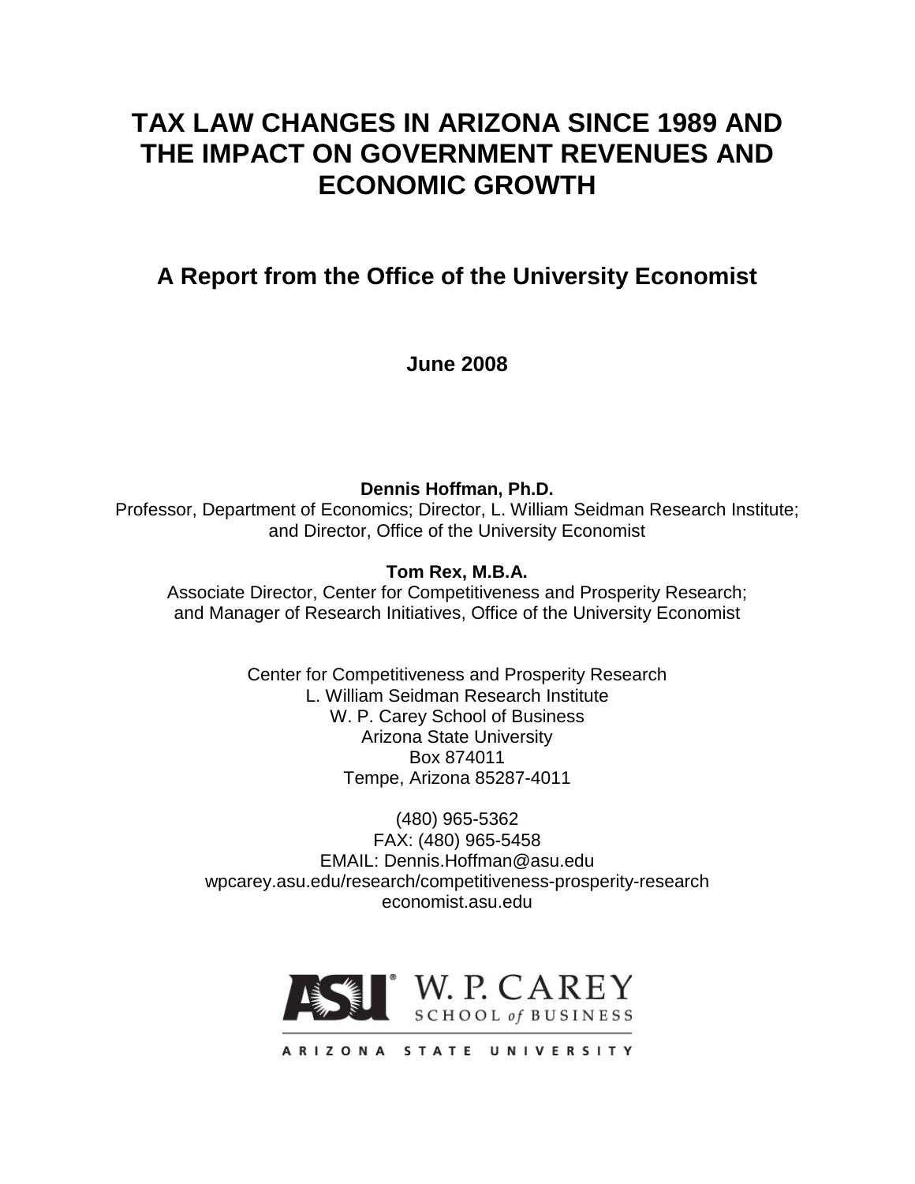# TAX LAW CHANGES IN ARIZONA SINCE 1989 AND THE IMPACT ON GOVERNMENT REVENUES AND ECONOMIC GROWTH

## A Report from the Office of the University Economist

**June 2008**

**Dennis Hoffman, Ph.D.**
Professor, Department of Economics; Director, L. William Seidman Research Institute; and Director, Office of the University Economist

**Tom Rex, M.B.A.**
Associate Director, Center for Competitiveness and Prosperity Research; and Manager of Research Initiatives, Office of the University Economist

Center for Competitiveness and Prosperity Research
L. William Seidman Research Institute
W. P. Carey School of Business
Arizona State University
Box 874011
Tempe, Arizona 85287-4011

(480) 965-5362
FAX: (480) 965-5458
EMAIL: Dennis.Hoffman@asu.edu
wpcarey.asu.edu/research/competitiveness-prosperity-research
economist.asu.edu

ASU W. P. CAREY SCHOOL of BUSINESS
ARIZONA STATE UNIVERSITY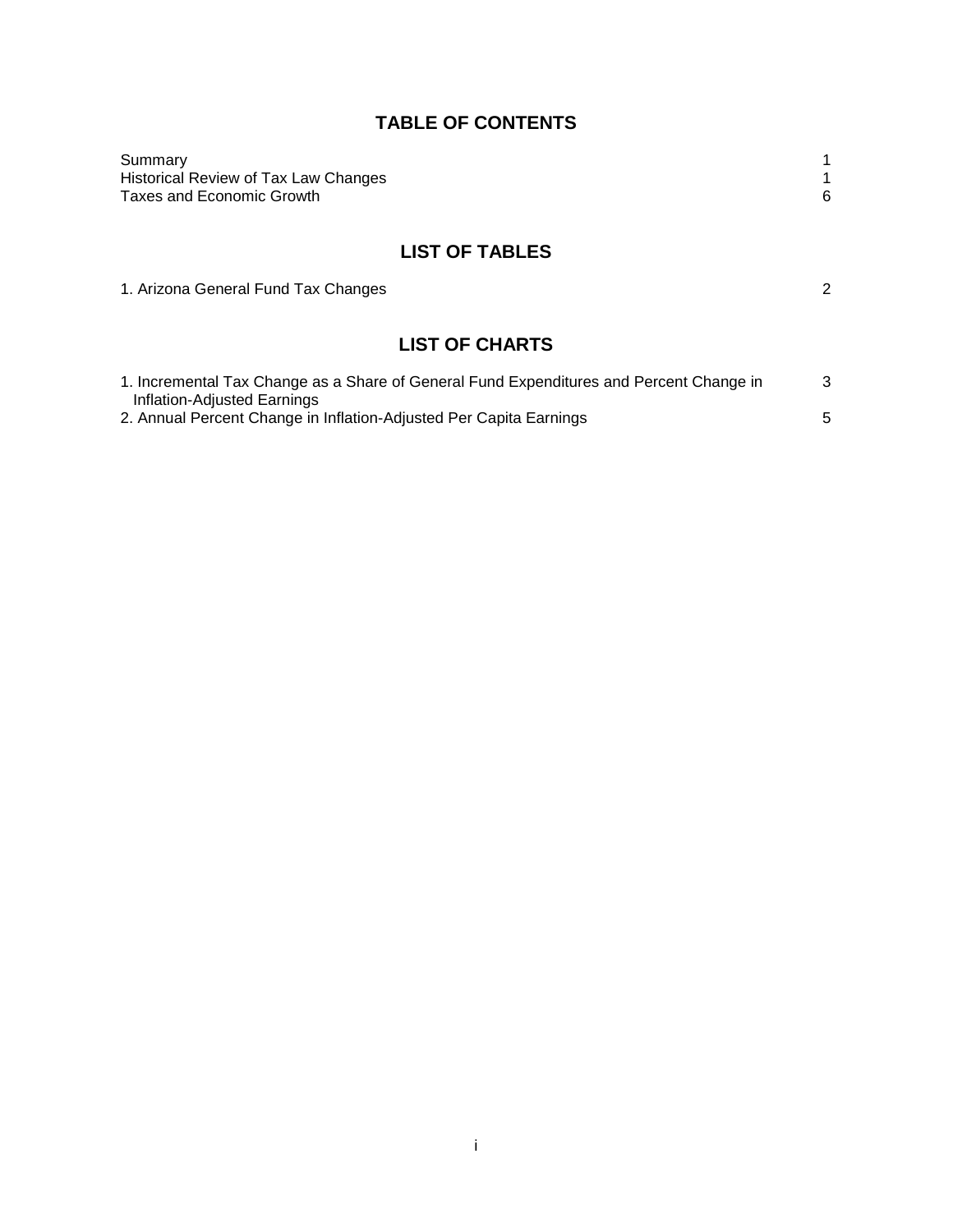## TABLE OF CONTENTS

| | |
|---|---|
| Summary | 1 |
| Historical Review of Tax Law Changes | 1 |
| Taxes and Economic Growth | 6 |

## LIST OF TABLES

| | |
|---|---|
| 1. Arizona General Fund Tax Changes | 2 |

## LIST OF CHARTS

| | |
|---|---|
| 1. Incremental Tax Change as a Share of General Fund Expenditures and Percent Change in Inflation-Adjusted Earnings | 3 |
| 2. Annual Percent Change in Inflation-Adjusted Per Capita Earnings | 5 |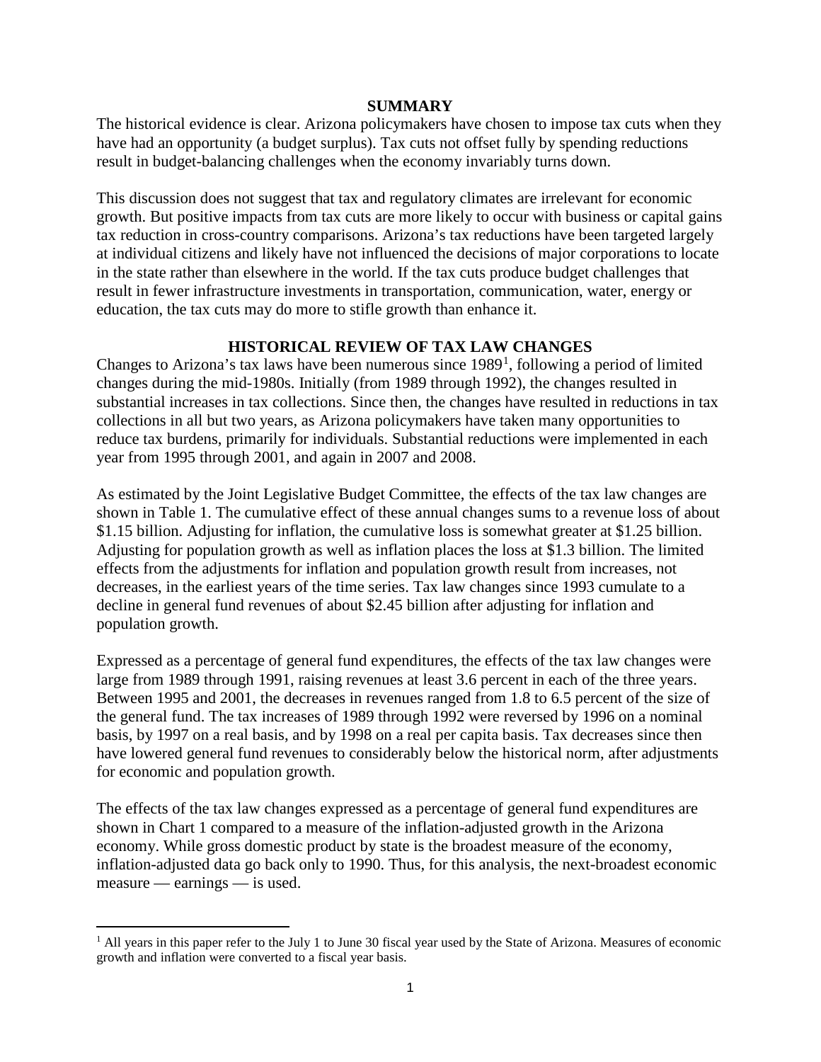## SUMMARY

The historical evidence is clear. Arizona policymakers have chosen to impose tax cuts when they have had an opportunity (a budget surplus). Tax cuts not offset fully by spending reductions result in budget-balancing challenges when the economy invariably turns down.

This discussion does not suggest that tax and regulatory climates are irrelevant for economic growth. But positive impacts from tax cuts are more likely to occur with business or capital gains tax reduction in cross-country comparisons. Arizona's tax reductions have been targeted largely at individual citizens and likely have not influenced the decisions of major corporations to locate in the state rather than elsewhere in the world. If the tax cuts produce budget challenges that result in fewer infrastructure investments in transportation, communication, water, energy or education, the tax cuts may do more to stifle growth than enhance it.

## HISTORICAL REVIEW OF TAX LAW CHANGES

Changes to Arizona's tax laws have been numerous since 1989[1], following a period of limited changes during the mid-1980s. Initially (from 1989 through 1992), the changes resulted in substantial increases in tax collections. Since then, the changes have resulted in reductions in tax collections in all but two years, as Arizona policymakers have taken many opportunities to reduce tax burdens, primarily for individuals. Substantial reductions were implemented in each year from 1995 through 2001, and again in 2007 and 2008.

As estimated by the Joint Legislative Budget Committee, the effects of the tax law changes are shown in Table 1. The cumulative effect of these annual changes sums to a revenue loss of about \$1.15 billion. Adjusting for inflation, the cumulative loss is somewhat greater at \$1.25 billion. Adjusting for population growth as well as inflation places the loss at \$1.3 billion. The limited effects from the adjustments for inflation and population growth result from increases, not decreases, in the earliest years of the time series. Tax law changes since 1993 cumulate to a decline in general fund revenues of about \$2.45 billion after adjusting for inflation and population growth.

Expressed as a percentage of general fund expenditures, the effects of the tax law changes were large from 1989 through 1991, raising revenues at least 3.6 percent in each of the three years. Between 1995 and 2001, the decreases in revenues ranged from 1.8 to 6.5 percent of the size of the general fund. The tax increases of 1989 through 1992 were reversed by 1996 on a nominal basis, by 1997 on a real basis, and by 1998 on a real per capita basis. Tax decreases since then have lowered general fund revenues to considerably below the historical norm, after adjustments for economic and population growth.

The effects of the tax law changes expressed as a percentage of general fund expenditures are shown in Chart 1 compared to a measure of the inflation-adjusted growth in the Arizona economy. While gross domestic product by state is the broadest measure of the economy, inflation-adjusted data go back only to 1990. Thus, for this analysis, the next-broadest economic measure — earnings — is used.

---

[1] All years in this paper refer to the July 1 to June 30 fiscal year used by the State of Arizona. Measures of economic growth and inflation were converted to a fiscal year basis.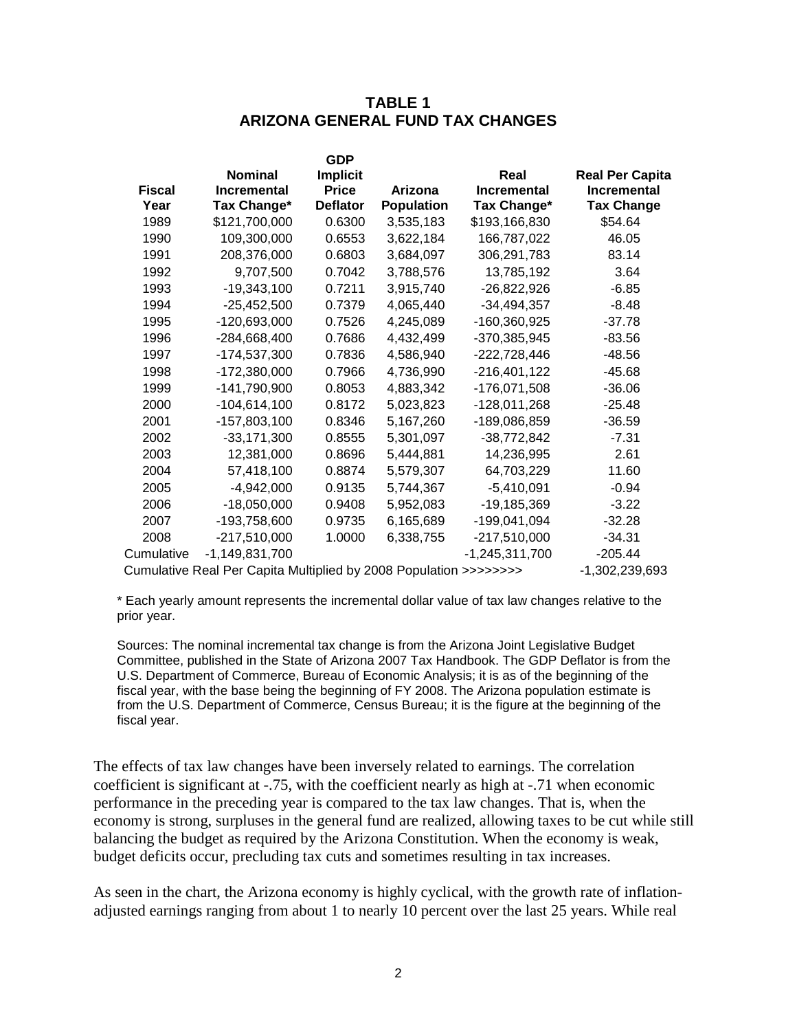## TABLE 1
## ARIZONA GENERAL FUND TAX CHANGES

| Fiscal Year | Nominal Incremental Tax Change* | GDP Implicit Price Deflator | Arizona Population | Real Incremental Tax Change* | Real Per Capita Incremental Tax Change |
|---|---|---|---|---|---|
| 1989 | $121,700,000 | 0.6300 | 3,535,183 | $193,166,830 | $54.64 |
| 1990 | 109,300,000 | 0.6553 | 3,622,184 | 166,787,022 | 46.05 |
| 1991 | 208,376,000 | 0.6803 | 3,684,097 | 306,291,783 | 83.14 |
| 1992 | 9,707,500 | 0.7042 | 3,788,576 | 13,785,192 | 3.64 |
| 1993 | -19,343,100 | 0.7211 | 3,915,740 | -26,822,926 | -6.85 |
| 1994 | -25,452,500 | 0.7379 | 4,065,440 | -34,494,357 | -8.48 |
| 1995 | -120,693,000 | 0.7526 | 4,245,089 | -160,360,925 | -37.78 |
| 1996 | -284,668,400 | 0.7686 | 4,432,499 | -370,385,945 | -83.56 |
| 1997 | -174,537,300 | 0.7836 | 4,586,940 | -222,728,446 | -48.56 |
| 1998 | -172,380,000 | 0.7966 | 4,736,990 | -216,401,122 | -45.68 |
| 1999 | -141,790,900 | 0.8053 | 4,883,342 | -176,071,508 | -36.06 |
| 2000 | -104,614,100 | 0.8172 | 5,023,823 | -128,011,268 | -25.48 |
| 2001 | -157,803,100 | 0.8346 | 5,167,260 | -189,086,859 | -36.59 |
| 2002 | -33,171,300 | 0.8555 | 5,301,097 | -38,772,842 | -7.31 |
| 2003 | 12,381,000 | 0.8696 | 5,444,881 | 14,236,995 | 2.61 |
| 2004 | 57,418,100 | 0.8874 | 5,579,307 | 64,703,229 | 11.60 |
| 2005 | -4,942,000 | 0.9135 | 5,744,367 | -5,410,091 | -0.94 |
| 2006 | -18,050,000 | 0.9408 | 5,952,083 | -19,185,369 | -3.22 |
| 2007 | -193,758,600 | 0.9735 | 6,165,689 | -199,041,094 | -32.28 |
| 2008 | -217,510,000 | 1.0000 | 6,338,755 | -217,510,000 | -34.31 |
| Cumulative | -1,149,831,700 | | | -1,245,311,700 | -205.44 |
| Cumulative Real Per Capita Multiplied by 2008 Population >>>>>>>> | | | | | -1,302,239,693 |

\* Each yearly amount represents the incremental dollar value of tax law changes relative to the prior year.

Sources: The nominal incremental tax change is from the Arizona Joint Legislative Budget Committee, published in the State of Arizona 2007 Tax Handbook. The GDP Deflator is from the U.S. Department of Commerce, Bureau of Economic Analysis; it is as of the beginning of the fiscal year, with the base being the beginning of FY 2008. The Arizona population estimate is from the U.S. Department of Commerce, Census Bureau; it is the figure at the beginning of the fiscal year.

The effects of tax law changes have been inversely related to earnings. The correlation coefficient is significant at -.75, with the coefficient nearly as high at -.71 when economic performance in the preceding year is compared to the tax law changes. That is, when the economy is strong, surpluses in the general fund are realized, allowing taxes to be cut while still balancing the budget as required by the Arizona Constitution. When the economy is weak, budget deficits occur, precluding tax cuts and sometimes resulting in tax increases.

As seen in the chart, the Arizona economy is highly cyclical, with the growth rate of inflation-adjusted earnings ranging from about 1 to nearly 10 percent over the last 25 years. While real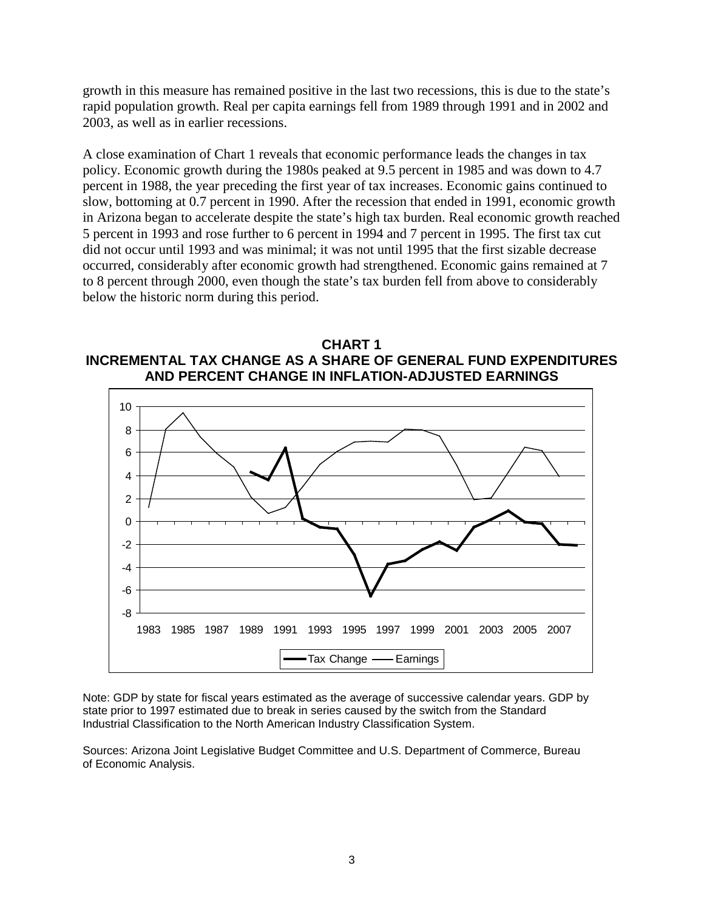growth in this measure has remained positive in the last two recessions, this is due to the state's rapid population growth. Real per capita earnings fell from 1989 through 1991 and in 2002 and 2003, as well as in earlier recessions.

A close examination of Chart 1 reveals that economic performance leads the changes in tax policy. Economic growth during the 1980s peaked at 9.5 percent in 1985 and was down to 4.7 percent in 1988, the year preceding the first year of tax increases. Economic gains continued to slow, bottoming at 0.7 percent in 1990. After the recession that ended in 1991, economic growth in Arizona began to accelerate despite the state's high tax burden. Real economic growth reached 5 percent in 1993 and rose further to 6 percent in 1994 and 7 percent in 1995. The first tax cut did not occur until 1993 and was minimal; it was not until 1995 that the first sizable decrease occurred, considerably after economic growth had strengthened. Economic gains remained at 7 to 8 percent through 2000, even though the state's tax burden fell from above to considerably below the historic norm during this period.

**CHART 1**
**INCREMENTAL TAX CHANGE AS A SHARE OF GENERAL FUND EXPENDITURES AND PERCENT CHANGE IN INFLATION-ADJUSTED EARNINGS**

Note: GDP by state for fiscal years estimated as the average of successive calendar years. GDP by state prior to 1997 estimated due to break in series caused by the switch from the Standard Industrial Classification to the North American Industry Classification System.

Sources: Arizona Joint Legislative Budget Committee and U.S. Department of Commerce, Bureau of Economic Analysis.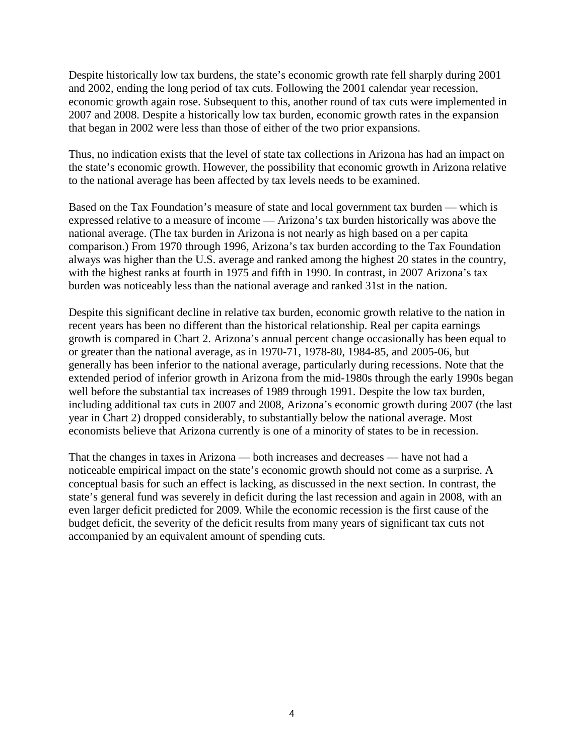Despite historically low tax burdens, the state's economic growth rate fell sharply during 2001 and 2002, ending the long period of tax cuts. Following the 2001 calendar year recession, economic growth again rose. Subsequent to this, another round of tax cuts were implemented in 2007 and 2008. Despite a historically low tax burden, economic growth rates in the expansion that began in 2002 were less than those of either of the two prior expansions.

Thus, no indication exists that the level of state tax collections in Arizona has had an impact on the state's economic growth. However, the possibility that economic growth in Arizona relative to the national average has been affected by tax levels needs to be examined.

Based on the Tax Foundation's measure of state and local government tax burden — which is expressed relative to a measure of income — Arizona's tax burden historically was above the national average. (The tax burden in Arizona is not nearly as high based on a per capita comparison.) From 1970 through 1996, Arizona's tax burden according to the Tax Foundation always was higher than the U.S. average and ranked among the highest 20 states in the country, with the highest ranks at fourth in 1975 and fifth in 1990. In contrast, in 2007 Arizona's tax burden was noticeably less than the national average and ranked 31st in the nation.

Despite this significant decline in relative tax burden, economic growth relative to the nation in recent years has been no different than the historical relationship. Real per capita earnings growth is compared in Chart 2. Arizona's annual percent change occasionally has been equal to or greater than the national average, as in 1970-71, 1978-80, 1984-85, and 2005-06, but generally has been inferior to the national average, particularly during recessions. Note that the extended period of inferior growth in Arizona from the mid-1980s through the early 1990s began well before the substantial tax increases of 1989 through 1991. Despite the low tax burden, including additional tax cuts in 2007 and 2008, Arizona's economic growth during 2007 (the last year in Chart 2) dropped considerably, to substantially below the national average. Most economists believe that Arizona currently is one of a minority of states to be in recession.

That the changes in taxes in Arizona — both increases and decreases — have not had a noticeable empirical impact on the state's economic growth should not come as a surprise. A conceptual basis for such an effect is lacking, as discussed in the next section. In contrast, the state's general fund was severely in deficit during the last recession and again in 2008, with an even larger deficit predicted for 2009. While the economic recession is the first cause of the budget deficit, the severity of the deficit results from many years of significant tax cuts not accompanied by an equivalent amount of spending cuts.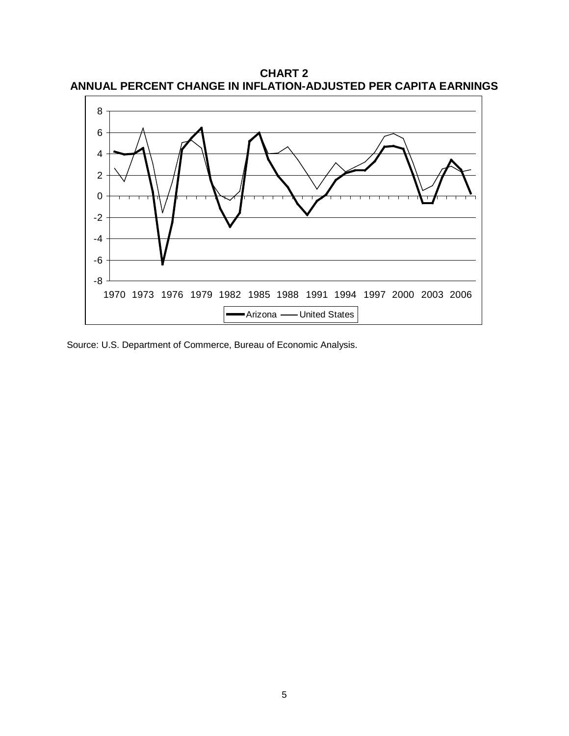**CHART 2**
**ANNUAL PERCENT CHANGE IN INFLATION-ADJUSTED PER CAPITA EARNINGS**

Source: U.S. Department of Commerce, Bureau of Economic Analysis.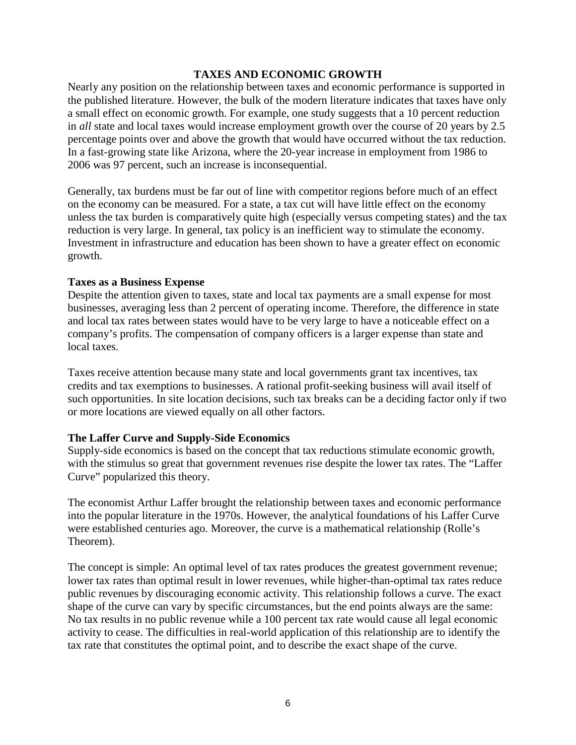## TAXES AND ECONOMIC GROWTH

Nearly any position on the relationship between taxes and economic performance is supported in the published literature. However, the bulk of the modern literature indicates that taxes have only a small effect on economic growth. For example, one study suggests that a 10 percent reduction in *all* state and local taxes would increase employment growth over the course of 20 years by 2.5 percentage points over and above the growth that would have occurred without the tax reduction. In a fast-growing state like Arizona, where the 20-year increase in employment from 1986 to 2006 was 97 percent, such an increase is inconsequential.

Generally, tax burdens must be far out of line with competitor regions before much of an effect on the economy can be measured. For a state, a tax cut will have little effect on the economy unless the tax burden is comparatively quite high (especially versus competing states) and the tax reduction is very large. In general, tax policy is an inefficient way to stimulate the economy. Investment in infrastructure and education has been shown to have a greater effect on economic growth.

### Taxes as a Business Expense

Despite the attention given to taxes, state and local tax payments are a small expense for most businesses, averaging less than 2 percent of operating income. Therefore, the difference in state and local tax rates between states would have to be very large to have a noticeable effect on a company's profits. The compensation of company officers is a larger expense than state and local taxes.

Taxes receive attention because many state and local governments grant tax incentives, tax credits and tax exemptions to businesses. A rational profit-seeking business will avail itself of such opportunities. In site location decisions, such tax breaks can be a deciding factor only if two or more locations are viewed equally on all other factors.

### The Laffer Curve and Supply-Side Economics

Supply-side economics is based on the concept that tax reductions stimulate economic growth, with the stimulus so great that government revenues rise despite the lower tax rates. The "Laffer Curve" popularized this theory.

The economist Arthur Laffer brought the relationship between taxes and economic performance into the popular literature in the 1970s. However, the analytical foundations of his Laffer Curve were established centuries ago. Moreover, the curve is a mathematical relationship (Rolle's Theorem).

The concept is simple: An optimal level of tax rates produces the greatest government revenue; lower tax rates than optimal result in lower revenues, while higher-than-optimal tax rates reduce public revenues by discouraging economic activity. This relationship follows a curve. The exact shape of the curve can vary by specific circumstances, but the end points always are the same: No tax results in no public revenue while a 100 percent tax rate would cause all legal economic activity to cease. The difficulties in real-world application of this relationship are to identify the tax rate that constitutes the optimal point, and to describe the exact shape of the curve.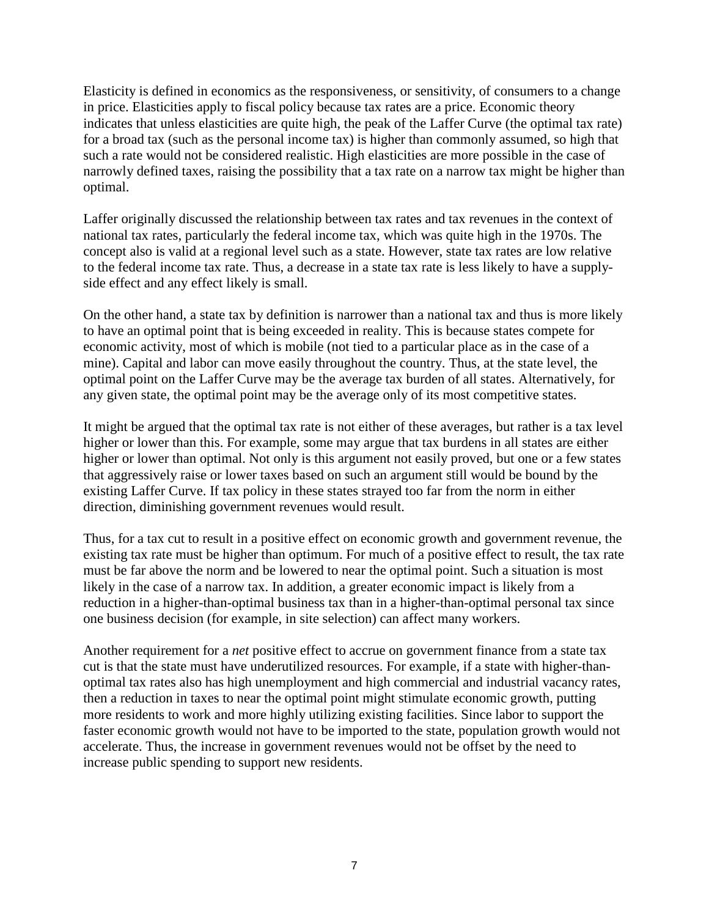Elasticity is defined in economics as the responsiveness, or sensitivity, of consumers to a change in price. Elasticities apply to fiscal policy because tax rates are a price. Economic theory indicates that unless elasticities are quite high, the peak of the Laffer Curve (the optimal tax rate) for a broad tax (such as the personal income tax) is higher than commonly assumed, so high that such a rate would not be considered realistic. High elasticities are more possible in the case of narrowly defined taxes, raising the possibility that a tax rate on a narrow tax might be higher than optimal.

Laffer originally discussed the relationship between tax rates and tax revenues in the context of national tax rates, particularly the federal income tax, which was quite high in the 1970s. The concept also is valid at a regional level such as a state. However, state tax rates are low relative to the federal income tax rate. Thus, a decrease in a state tax rate is less likely to have a supply-side effect and any effect likely is small.

On the other hand, a state tax by definition is narrower than a national tax and thus is more likely to have an optimal point that is being exceeded in reality. This is because states compete for economic activity, most of which is mobile (not tied to a particular place as in the case of a mine). Capital and labor can move easily throughout the country. Thus, at the state level, the optimal point on the Laffer Curve may be the average tax burden of all states. Alternatively, for any given state, the optimal point may be the average only of its most competitive states.

It might be argued that the optimal tax rate is not either of these averages, but rather is a tax level higher or lower than this. For example, some may argue that tax burdens in all states are either higher or lower than optimal. Not only is this argument not easily proved, but one or a few states that aggressively raise or lower taxes based on such an argument still would be bound by the existing Laffer Curve. If tax policy in these states strayed too far from the norm in either direction, diminishing government revenues would result.

Thus, for a tax cut to result in a positive effect on economic growth and government revenue, the existing tax rate must be higher than optimum. For much of a positive effect to result, the tax rate must be far above the norm and be lowered to near the optimal point. Such a situation is most likely in the case of a narrow tax. In addition, a greater economic impact is likely from a reduction in a higher-than-optimal business tax than in a higher-than-optimal personal tax since one business decision (for example, in site selection) can affect many workers.

Another requirement for a *net* positive effect to accrue on government finance from a state tax cut is that the state must have underutilized resources. For example, if a state with higher-than-optimal tax rates also has high unemployment and high commercial and industrial vacancy rates, then a reduction in taxes to near the optimal point might stimulate economic growth, putting more residents to work and more highly utilizing existing facilities. Since labor to support the faster economic growth would not have to be imported to the state, population growth would not accelerate. Thus, the increase in government revenues would not be offset by the need to increase public spending to support new residents.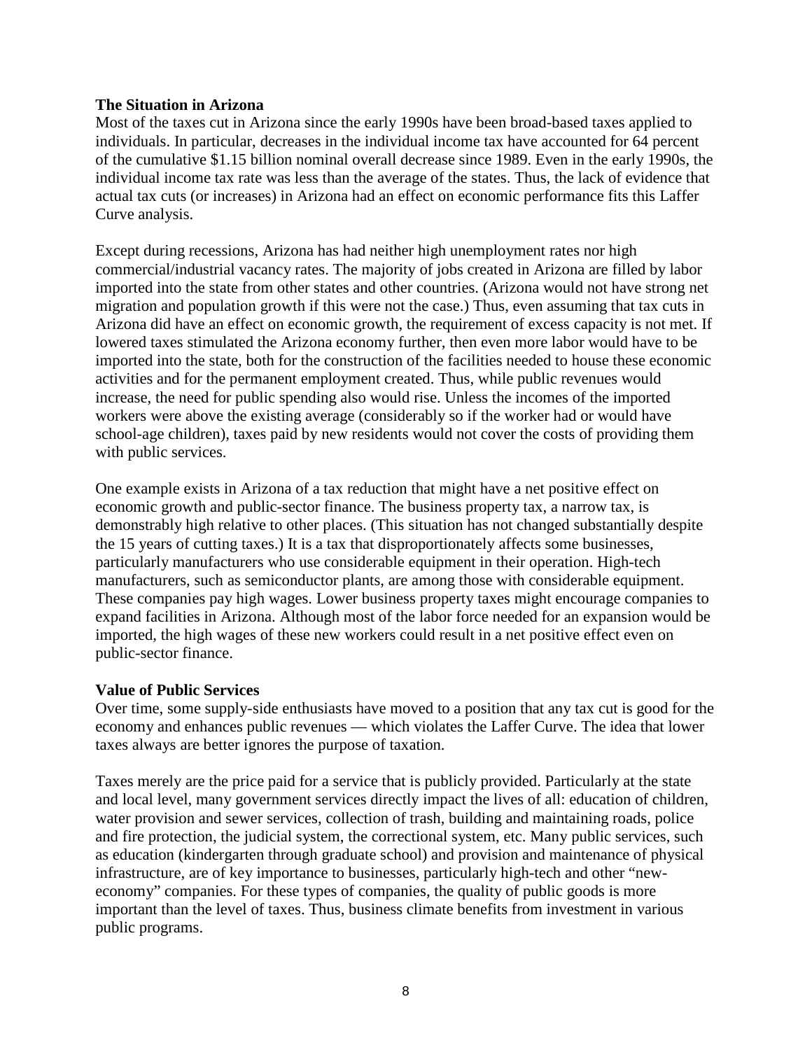### The Situation in Arizona

Most of the taxes cut in Arizona since the early 1990s have been broad-based taxes applied to individuals. In particular, decreases in the individual income tax have accounted for 64 percent of the cumulative $1.15 billion nominal overall decrease since 1989. Even in the early 1990s, the individual income tax rate was less than the average of the states. Thus, the lack of evidence that actual tax cuts (or increases) in Arizona had an effect on economic performance fits this Laffer Curve analysis.

Except during recessions, Arizona has had neither high unemployment rates nor high commercial/industrial vacancy rates. The majority of jobs created in Arizona are filled by labor imported into the state from other states and other countries. (Arizona would not have strong net migration and population growth if this were not the case.) Thus, even assuming that tax cuts in Arizona did have an effect on economic growth, the requirement of excess capacity is not met. If lowered taxes stimulated the Arizona economy further, then even more labor would have to be imported into the state, both for the construction of the facilities needed to house these economic activities and for the permanent employment created. Thus, while public revenues would increase, the need for public spending also would rise. Unless the incomes of the imported workers were above the existing average (considerably so if the worker had or would have school-age children), taxes paid by new residents would not cover the costs of providing them with public services.

One example exists in Arizona of a tax reduction that might have a net positive effect on economic growth and public-sector finance. The business property tax, a narrow tax, is demonstrably high relative to other places. (This situation has not changed substantially despite the 15 years of cutting taxes.) It is a tax that disproportionately affects some businesses, particularly manufacturers who use considerable equipment in their operation. High-tech manufacturers, such as semiconductor plants, are among those with considerable equipment. These companies pay high wages. Lower business property taxes might encourage companies to expand facilities in Arizona. Although most of the labor force needed for an expansion would be imported, the high wages of these new workers could result in a net positive effect even on public-sector finance.

### Value of Public Services

Over time, some supply-side enthusiasts have moved to a position that any tax cut is good for the economy and enhances public revenues — which violates the Laffer Curve. The idea that lower taxes always are better ignores the purpose of taxation.

Taxes merely are the price paid for a service that is publicly provided. Particularly at the state and local level, many government services directly impact the lives of all: education of children, water provision and sewer services, collection of trash, building and maintaining roads, police and fire protection, the judicial system, the correctional system, etc. Many public services, such as education (kindergarten through graduate school) and provision and maintenance of physical infrastructure, are of key importance to businesses, particularly high-tech and other "new-economy" companies. For these types of companies, the quality of public goods is more important than the level of taxes. Thus, business climate benefits from investment in various public programs.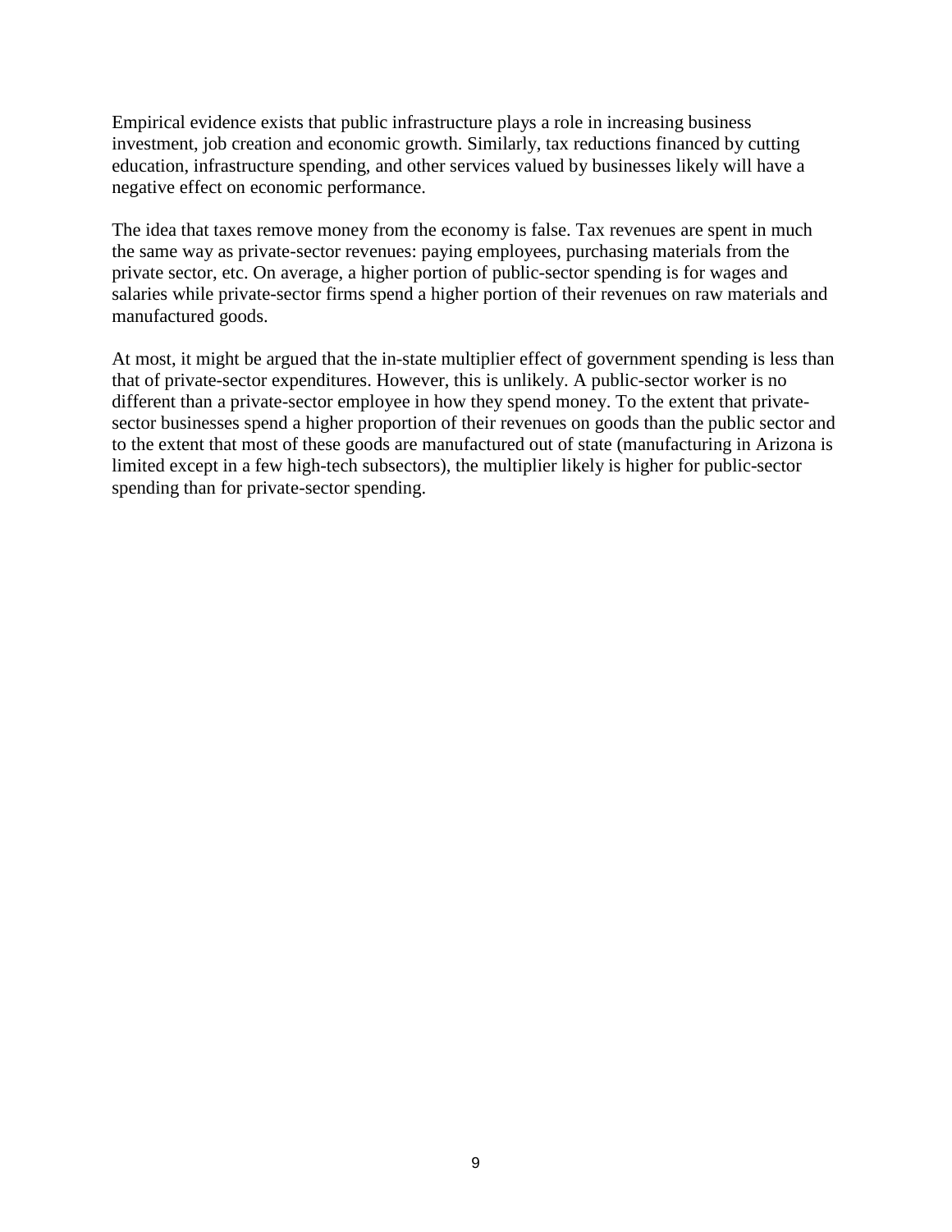Empirical evidence exists that public infrastructure plays a role in increasing business investment, job creation and economic growth. Similarly, tax reductions financed by cutting education, infrastructure spending, and other services valued by businesses likely will have a negative effect on economic performance.

The idea that taxes remove money from the economy is false. Tax revenues are spent in much the same way as private-sector revenues: paying employees, purchasing materials from the private sector, etc. On average, a higher portion of public-sector spending is for wages and salaries while private-sector firms spend a higher portion of their revenues on raw materials and manufactured goods.

At most, it might be argued that the in-state multiplier effect of government spending is less than that of private-sector expenditures. However, this is unlikely. A public-sector worker is no different than a private-sector employee in how they spend money. To the extent that private-sector businesses spend a higher proportion of their revenues on goods than the public sector and to the extent that most of these goods are manufactured out of state (manufacturing in Arizona is limited except in a few high-tech subsectors), the multiplier likely is higher for public-sector spending than for private-sector spending.